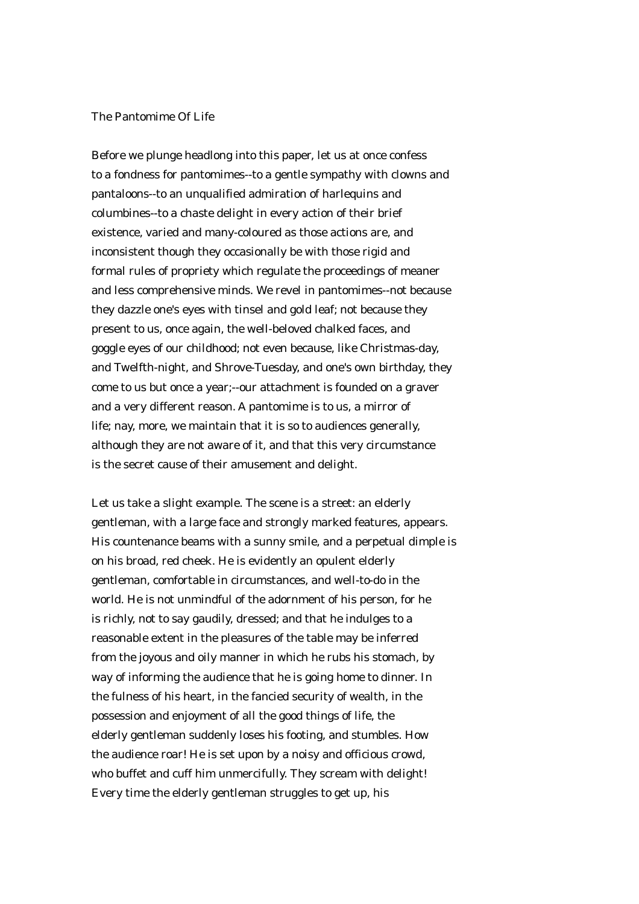# The Pantomime Of Life

Before we plunge headlong into this paper, let us at once confess to a fondness for pantomimes--to a gentle sympathy with clowns and pantaloons--to an unqualified admiration of harlequins and columbines--to a chaste delight in every action of their brief existence, varied and many-coloured as those actions are, and inconsistent though they occasionally be with those rigid and formal rules of propriety which regulate the proceedings of meaner and less comprehensive minds. We revel in pantomimes--not because they dazzle one's eyes with tinsel and gold leaf; not because they present to us, once again, the well-beloved chalked faces, and goggle eyes of our childhood; not even because, like Christmas-day, and Twelfth-night, and Shrove-Tuesday, and one's own birthday, they come to us but once a year;--our attachment is founded on a graver and a very different reason. A pantomime is to us, a mirror of life; nay, more, we maintain that it is so to audiences generally, although they are not aware of it, and that this very circumstance is the secret cause of their amusement and delight.

Let us take a slight example. The scene is a street: an elderly gentleman, with a large face and strongly marked features, appears. His countenance beams with a sunny smile, and a perpetual dimple is on his broad, red cheek. He is evidently an opulent elderly gentleman, comfortable in circumstances, and well-to-do in the world. He is not unmindful of the adornment of his person, for he is richly, not to say gaudily, dressed; and that he indulges to a reasonable extent in the pleasures of the table may be inferred from the joyous and oily manner in which he rubs his stomach, by way of informing the audience that he is going home to dinner. In the fulness of his heart, in the fancied security of wealth, in the possession and enjoyment of all the good things of life, the elderly gentleman suddenly loses his footing, and stumbles. How the audience roar! He is set upon by a noisy and officious crowd, who buffet and cuff him unmercifully. They scream with delight! Every time the elderly gentleman struggles to get up, his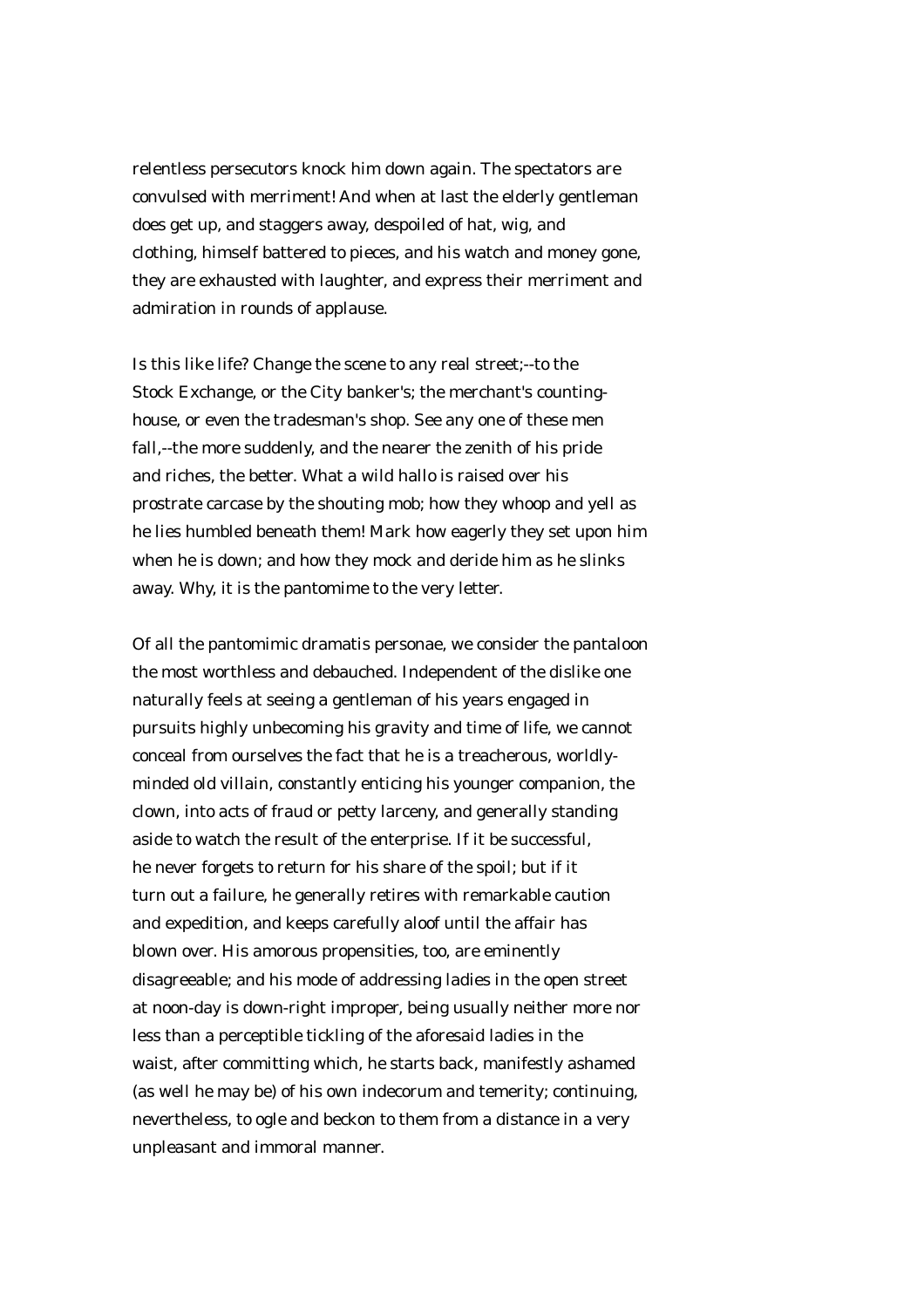relentless persecutors knock him down again. The spectators are convulsed with merriment! And when at last the elderly gentleman does get up, and staggers away, despoiled of hat, wig, and clothing, himself battered to pieces, and his watch and money gone, they are exhausted with laughter, and express their merriment and admiration in rounds of applause.

Is this like life? Change the scene to any real street;--to the Stock Exchange, or the City banker's; the merchant's counting-house, or even the tradesman's shop. See any one of these men fall,--the more suddenly, and the nearer the zenith of his pride and riches, the better. What a wild hallo is raised over his prostrate carcase by the shouting mob; how they whoop and yell as he lies humbled beneath them! Mark how eagerly they set upon him when he is down; and how they mock and deride him as he slinks away. Why, it is the pantomime to the very letter.

Of all the pantomimic dramatis personae, we consider the pantaloon the most worthless and debauched. Independent of the dislike one naturally feels at seeing a gentleman of his years engaged in pursuits highly unbecoming his gravity and time of life, we cannot conceal from ourselves the fact that he is a treacherous, worldly-minded old villain, constantly enticing his younger companion, the clown, into acts of fraud or petty larceny, and generally standing aside to watch the result of the enterprise. If it be successful, he never forgets to return for his share of the spoil; but if it turn out a failure, he generally retires with remarkable caution and expedition, and keeps carefully aloof until the affair has blown over. His amorous propensities, too, are eminently disagreeable; and his mode of addressing ladies in the open street at noon-day is down-right improper, being usually neither more nor less than a perceptible tickling of the aforesaid ladies in the waist, after committing which, he starts back, manifestly ashamed (as well he may be) of his own indecorum and temerity; continuing, nevertheless, to ogle and beckon to them from a distance in a very unpleasant and immoral manner.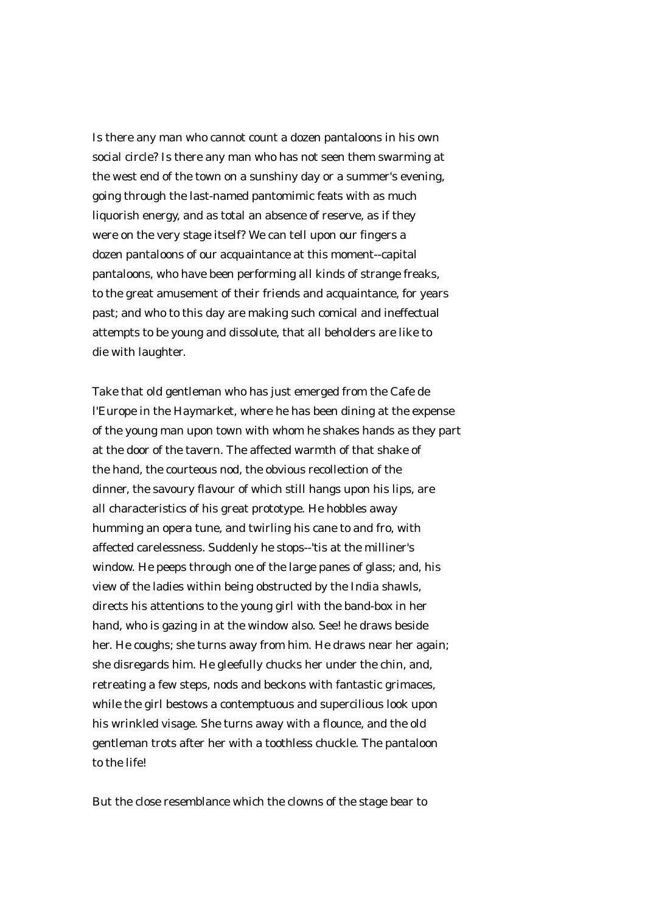Is there any man who cannot count a dozen pantaloons in his own social circle? Is there any man who has not seen them swarming at the west end of the town on a sunshiny day or a summer's evening, going through the last-named pantomimic feats with as much liquorish energy, and as total an absence of reserve, as if they were on the very stage itself? We can tell upon our fingers a dozen pantaloons of our acquaintance at this moment--capital pantaloons, who have been performing all kinds of strange freaks, to the great amusement of their friends and acquaintance, for years past; and who to this day are making such comical and ineffectual attempts to be young and dissolute, that all beholders are like to die with laughter.

Take that old gentleman who has just emerged from the Cafe de l'Europe in the Haymarket, where he has been dining at the expense of the young man upon town with whom he shakes hands as they part at the door of the tavern. The affected warmth of that shake of the hand, the courteous nod, the obvious recollection of the dinner, the savoury flavour of which still hangs upon his lips, are all characteristics of his great prototype. He hobbles away humming an opera tune, and twirling his cane to and fro, with affected carelessness. Suddenly he stops--'tis at the milliner's window. He peeps through one of the large panes of glass; and, his view of the ladies within being obstructed by the India shawls, directs his attentions to the young girl with the band-box in her hand, who is gazing in at the window also. See! he draws beside her. He coughs; she turns away from him. He draws near her again; she disregards him. He gleefully chucks her under the chin, and, retreating a few steps, nods and beckons with fantastic grimaces, while the girl bestows a contemptuous and supercilious look upon his wrinkled visage. She turns away with a flounce, and the old gentleman trots after her with a toothless chuckle. The pantaloon to the life!

But the close resemblance which the clowns of the stage bear to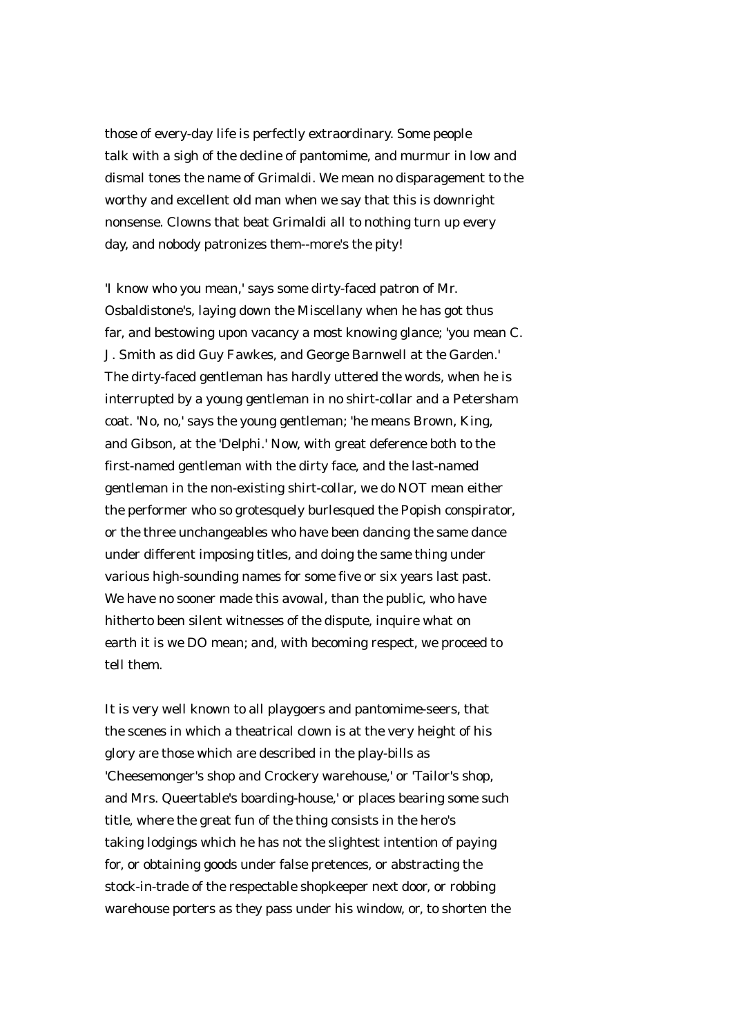those of every-day life is perfectly extraordinary. Some people talk with a sigh of the decline of pantomime, and murmur in low and dismal tones the name of Grimaldi. We mean no disparagement to the worthy and excellent old man when we say that this is downright nonsense. Clowns that beat Grimaldi all to nothing turn up every day, and nobody patronizes them--more's the pity!

'I know who you mean,' says some dirty-faced patron of Mr. Osbaldistone's, laying down the Miscellany when he has got thus far, and bestowing upon vacancy a most knowing glance; 'you mean C. J. Smith as did Guy Fawkes, and George Barnwell at the Garden.' The dirty-faced gentleman has hardly uttered the words, when he is interrupted by a young gentleman in no shirt-collar and a Petersham coat. 'No, no,' says the young gentleman; 'he means Brown, King, and Gibson, at the 'Delphi.' Now, with great deference both to the first-named gentleman with the dirty face, and the last-named gentleman in the non-existing shirt-collar, we do NOT mean either the performer who so grotesquely burlesqued the Popish conspirator, or the three unchangeables who have been dancing the same dance under different imposing titles, and doing the same thing under various high-sounding names for some five or six years last past. We have no sooner made this avowal, than the public, who have hitherto been silent witnesses of the dispute, inquire what on earth it is we DO mean; and, with becoming respect, we proceed to tell them.

It is very well known to all playgoers and pantomime-seers, that the scenes in which a theatrical clown is at the very height of his glory are those which are described in the play-bills as 'Cheesemonger's shop and Crockery warehouse,' or 'Tailor's shop, and Mrs. Queertable's boarding-house,' or places bearing some such title, where the great fun of the thing consists in the hero's taking lodgings which he has not the slightest intention of paying for, or obtaining goods under false pretences, or abstracting the stock-in-trade of the respectable shopkeeper next door, or robbing warehouse porters as they pass under his window, or, to shorten the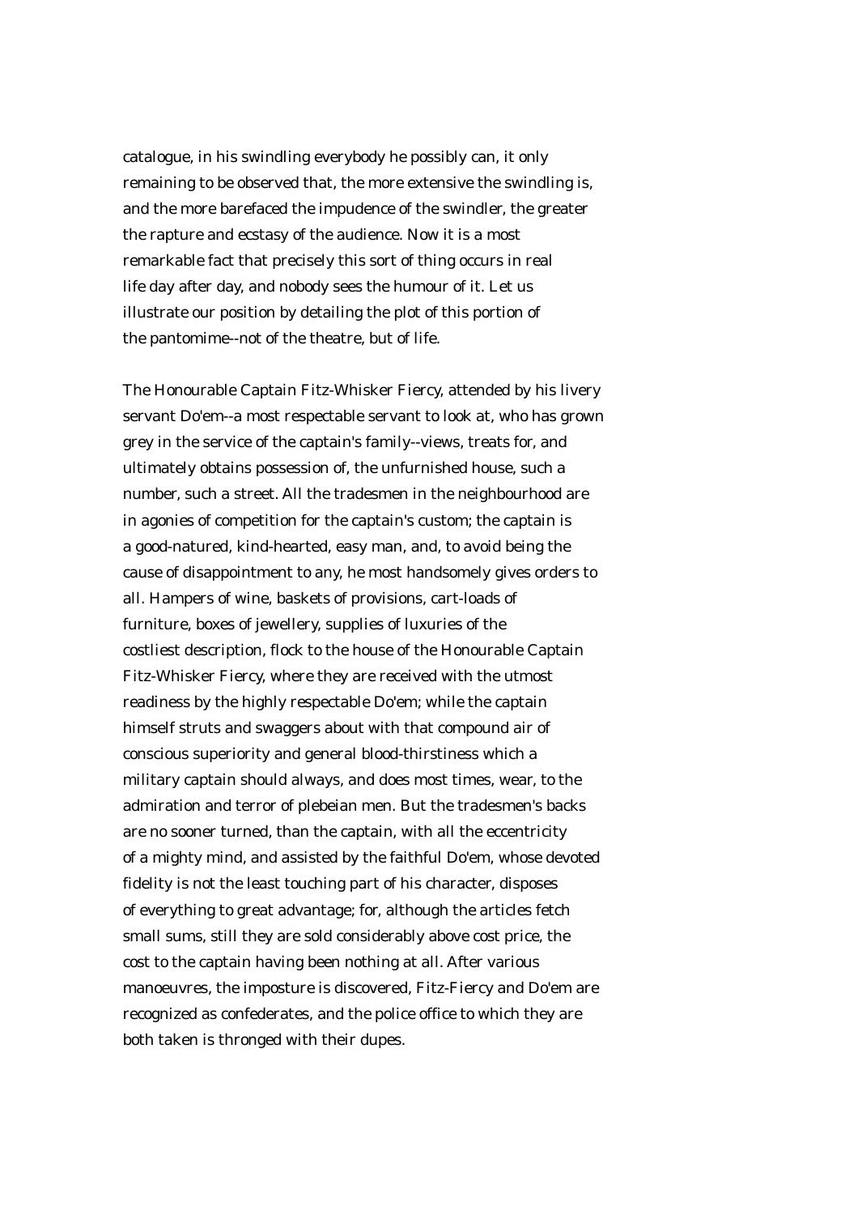catalogue, in his swindling everybody he possibly can, it only remaining to be observed that, the more extensive the swindling is, and the more barefaced the impudence of the swindler, the greater the rapture and ecstasy of the audience. Now it is a most remarkable fact that precisely this sort of thing occurs in real life day after day, and nobody sees the humour of it. Let us illustrate our position by detailing the plot of this portion of the pantomime--not of the theatre, but of life.

The Honourable Captain Fitz-Whisker Fiercy, attended by his livery servant Do'em--a most respectable servant to look at, who has grown grey in the service of the captain's family--views, treats for, and ultimately obtains possession of, the unfurnished house, such a number, such a street. All the tradesmen in the neighbourhood are in agonies of competition for the captain's custom; the captain is a good-natured, kind-hearted, easy man, and, to avoid being the cause of disappointment to any, he most handsomely gives orders to all. Hampers of wine, baskets of provisions, cart-loads of furniture, boxes of jewellery, supplies of luxuries of the costliest description, flock to the house of the Honourable Captain Fitz-Whisker Fiercy, where they are received with the utmost readiness by the highly respectable Do'em; while the captain himself struts and swaggers about with that compound air of conscious superiority and general blood-thirstiness which a military captain should always, and does most times, wear, to the admiration and terror of plebeian men. But the tradesmen's backs are no sooner turned, than the captain, with all the eccentricity of a mighty mind, and assisted by the faithful Do'em, whose devoted fidelity is not the least touching part of his character, disposes of everything to great advantage; for, although the articles fetch small sums, still they are sold considerably above cost price, the cost to the captain having been nothing at all. After various manoeuvres, the imposture is discovered, Fitz-Fiercy and Do'em are recognized as confederates, and the police office to which they are both taken is thronged with their dupes.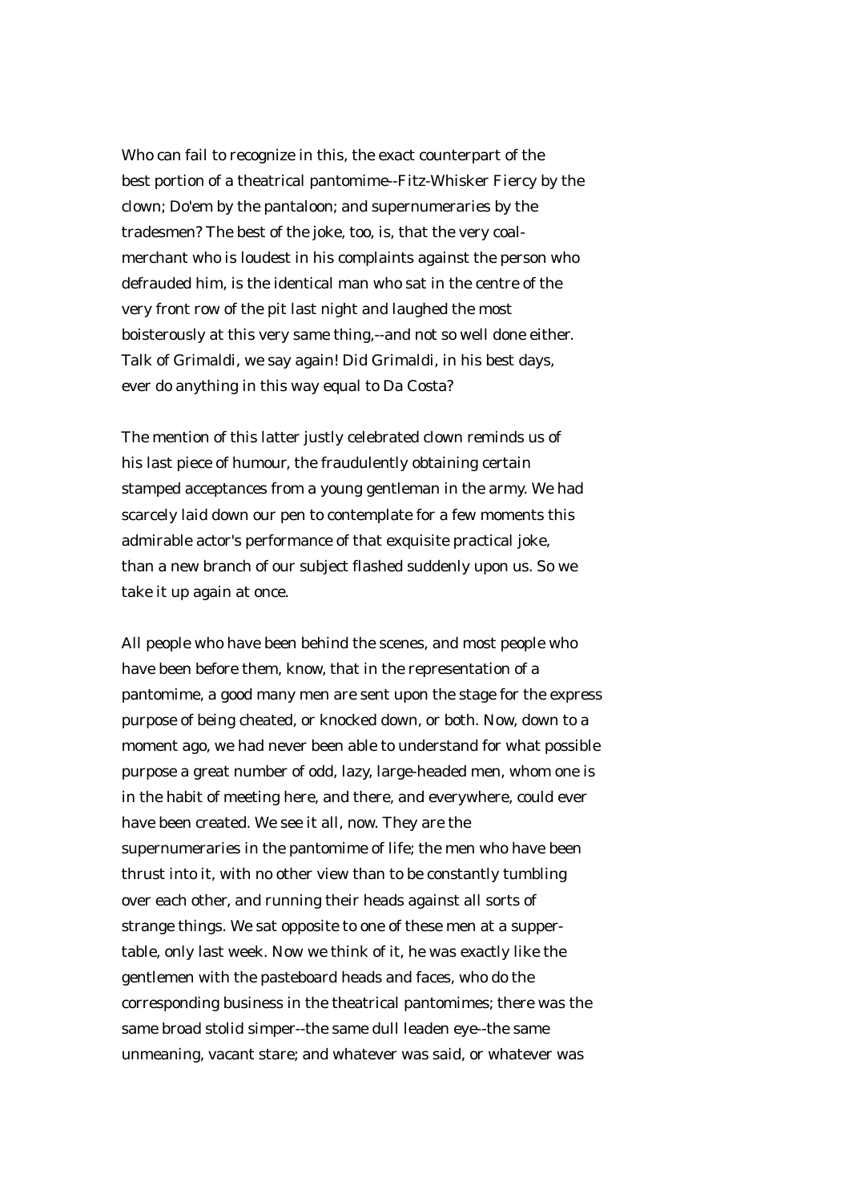Who can fail to recognize in this, the exact counterpart of the best portion of a theatrical pantomime--Fitz-Whisker Fiercy by the clown; Do'em by the pantaloon; and supernumeraries by the tradesmen? The best of the joke, too, is, that the very coal-merchant who is loudest in his complaints against the person who defrauded him, is the identical man who sat in the centre of the very front row of the pit last night and laughed the most boisterously at this very same thing,--and not so well done either. Talk of Grimaldi, we say again! Did Grimaldi, in his best days, ever do anything in this way equal to Da Costa?

The mention of this latter justly celebrated clown reminds us of his last piece of humour, the fraudulently obtaining certain stamped acceptances from a young gentleman in the army. We had scarcely laid down our pen to contemplate for a few moments this admirable actor's performance of that exquisite practical joke, than a new branch of our subject flashed suddenly upon us. So we take it up again at once.

All people who have been behind the scenes, and most people who have been before them, know, that in the representation of a pantomime, a good many men are sent upon the stage for the express purpose of being cheated, or knocked down, or both. Now, down to a moment ago, we had never been able to understand for what possible purpose a great number of odd, lazy, large-headed men, whom one is in the habit of meeting here, and there, and everywhere, could ever have been created. We see it all, now. They are the supernumeraries in the pantomime of life; the men who have been thrust into it, with no other view than to be constantly tumbling over each other, and running their heads against all sorts of strange things. We sat opposite to one of these men at a supper-table, only last week. Now we think of it, he was exactly like the gentlemen with the pasteboard heads and faces, who do the corresponding business in the theatrical pantomimes; there was the same broad stolid simper--the same dull leaden eye--the same unmeaning, vacant stare; and whatever was said, or whatever was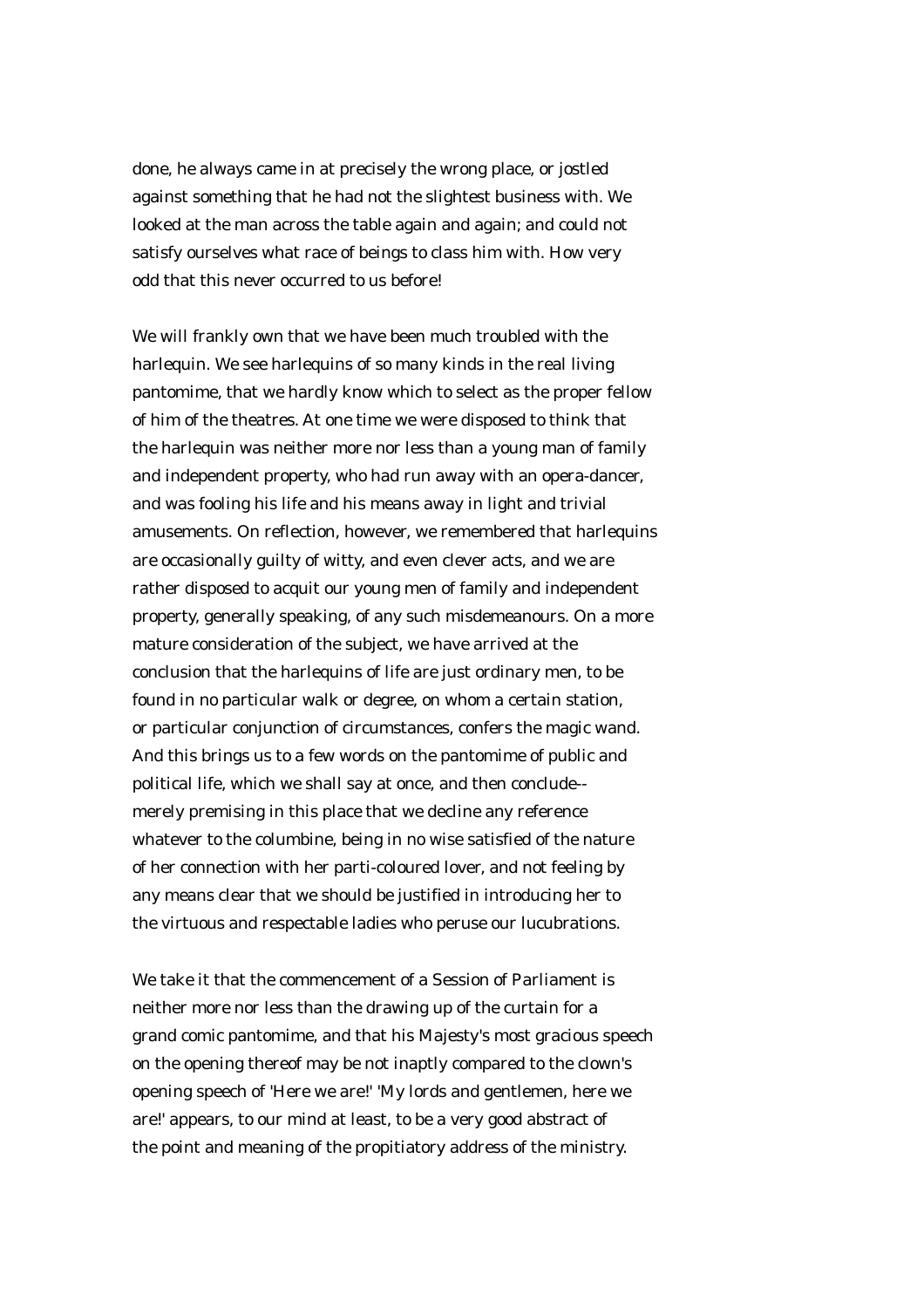done, he always came in at precisely the wrong place, or jostled against something that he had not the slightest business with. We looked at the man across the table again and again; and could not satisfy ourselves what race of beings to class him with. How very odd that this never occurred to us before!

We will frankly own that we have been much troubled with the harlequin. We see harlequins of so many kinds in the real living pantomime, that we hardly know which to select as the proper fellow of him of the theatres. At one time we were disposed to think that the harlequin was neither more nor less than a young man of family and independent property, who had run away with an opera-dancer, and was fooling his life and his means away in light and trivial amusements. On reflection, however, we remembered that harlequins are occasionally guilty of witty, and even clever acts, and we are rather disposed to acquit our young men of family and independent property, generally speaking, of any such misdemeanours. On a more mature consideration of the subject, we have arrived at the conclusion that the harlequins of life are just ordinary men, to be found in no particular walk or degree, on whom a certain station, or particular conjunction of circumstances, confers the magic wand. And this brings us to a few words on the pantomime of public and political life, which we shall say at once, and then conclude--merely premising in this place that we decline any reference whatever to the columbine, being in no wise satisfied of the nature of her connection with her parti-coloured lover, and not feeling by any means clear that we should be justified in introducing her to the virtuous and respectable ladies who peruse our lucubrations.

We take it that the commencement of a Session of Parliament is neither more nor less than the drawing up of the curtain for a grand comic pantomime, and that his Majesty's most gracious speech on the opening thereof may be not inaptly compared to the clown's opening speech of 'Here we are!' 'My lords and gentlemen, here we are!' appears, to our mind at least, to be a very good abstract of the point and meaning of the propitiatory address of the ministry.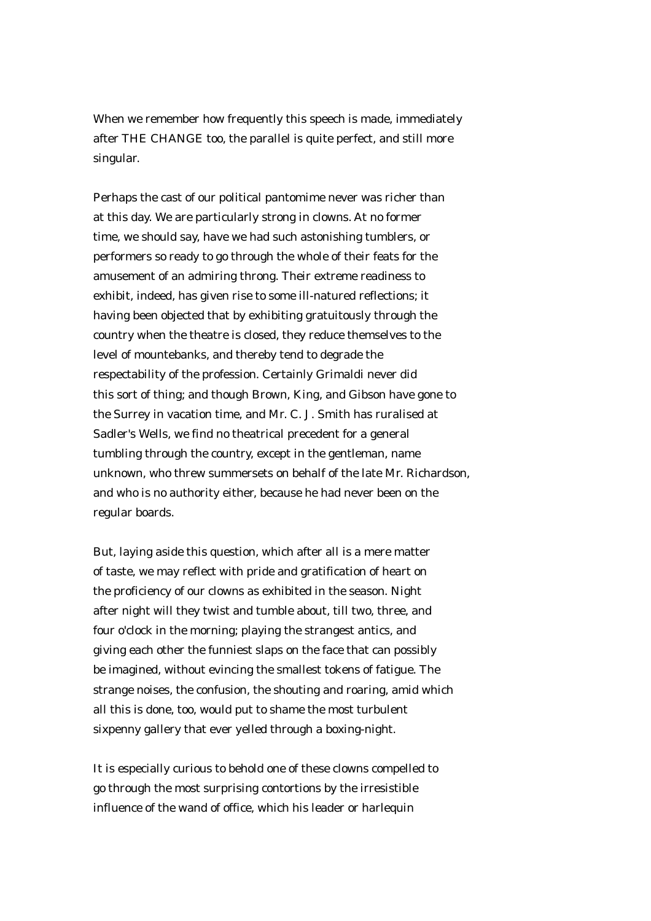When we remember how frequently this speech is made, immediately after THE CHANGE too, the parallel is quite perfect, and still more singular.

Perhaps the cast of our political pantomime never was richer than at this day. We are particularly strong in clowns. At no former time, we should say, have we had such astonishing tumblers, or performers so ready to go through the whole of their feats for the amusement of an admiring throng. Their extreme readiness to exhibit, indeed, has given rise to some ill-natured reflections; it having been objected that by exhibiting gratuitously through the country when the theatre is closed, they reduce themselves to the level of mountebanks, and thereby tend to degrade the respectability of the profession. Certainly Grimaldi never did this sort of thing; and though Brown, King, and Gibson have gone to the Surrey in vacation time, and Mr. C. J. Smith has ruralised at Sadler's Wells, we find no theatrical precedent for a general tumbling through the country, except in the gentleman, name unknown, who threw summersets on behalf of the late Mr. Richardson, and who is no authority either, because he had never been on the regular boards.

But, laying aside this question, which after all is a mere matter of taste, we may reflect with pride and gratification of heart on the proficiency of our clowns as exhibited in the season. Night after night will they twist and tumble about, till two, three, and four o'clock in the morning; playing the strangest antics, and giving each other the funniest slaps on the face that can possibly be imagined, without evincing the smallest tokens of fatigue. The strange noises, the confusion, the shouting and roaring, amid which all this is done, too, would put to shame the most turbulent sixpenny gallery that ever yelled through a boxing-night.

It is especially curious to behold one of these clowns compelled to go through the most surprising contortions by the irresistible influence of the wand of office, which his leader or harlequin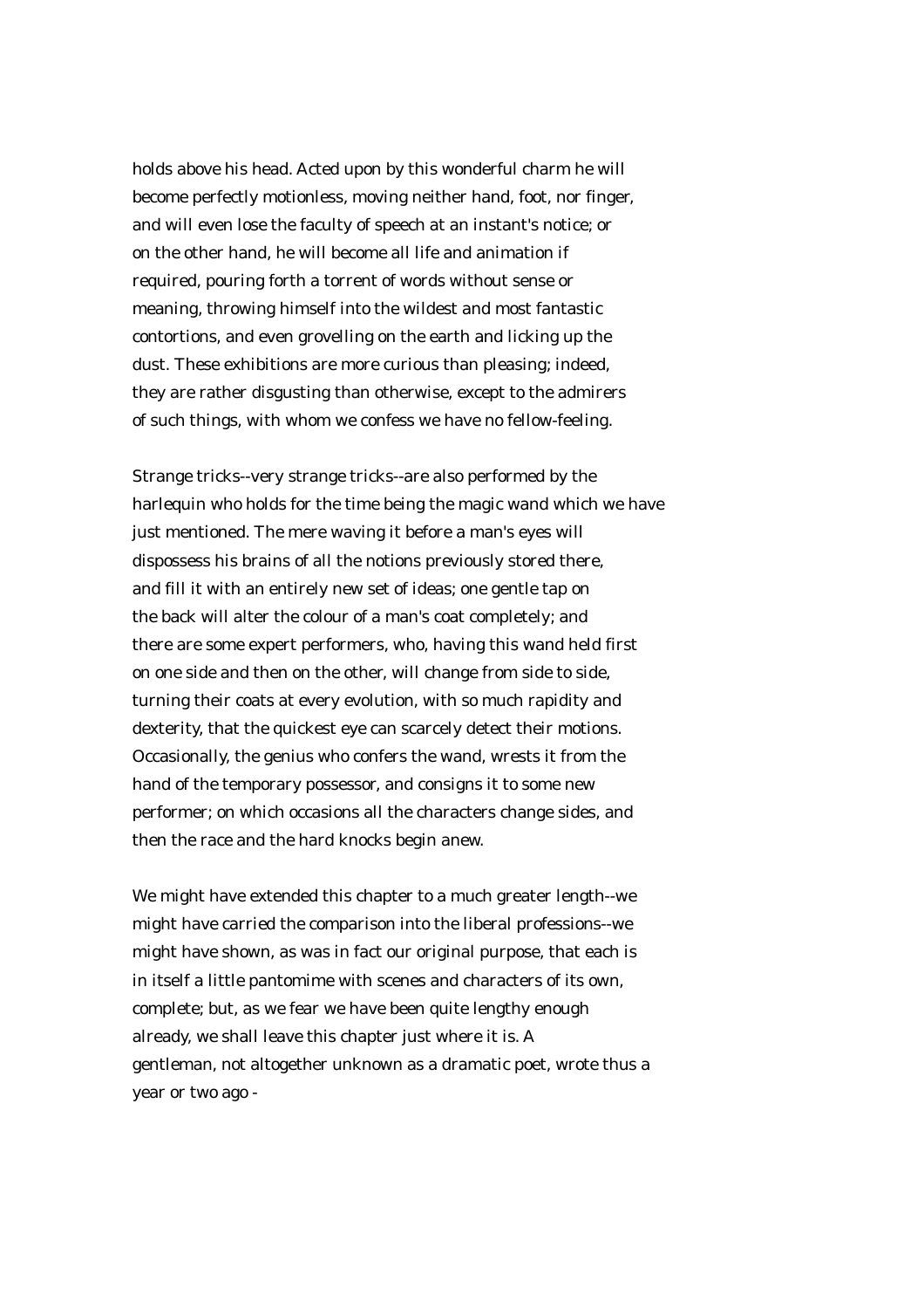holds above his head. Acted upon by this wonderful charm he will become perfectly motionless, moving neither hand, foot, nor finger, and will even lose the faculty of speech at an instant's notice; or on the other hand, he will become all life and animation if required, pouring forth a torrent of words without sense or meaning, throwing himself into the wildest and most fantastic contortions, and even grovelling on the earth and licking up the dust. These exhibitions are more curious than pleasing; indeed, they are rather disgusting than otherwise, except to the admirers of such things, with whom we confess we have no fellow-feeling.

Strange tricks--very strange tricks--are also performed by the harlequin who holds for the time being the magic wand which we have just mentioned. The mere waving it before a man's eyes will dispossess his brains of all the notions previously stored there, and fill it with an entirely new set of ideas; one gentle tap on the back will alter the colour of a man's coat completely; and there are some expert performers, who, having this wand held first on one side and then on the other, will change from side to side, turning their coats at every evolution, with so much rapidity and dexterity, that the quickest eye can scarcely detect their motions. Occasionally, the genius who confers the wand, wrests it from the hand of the temporary possessor, and consigns it to some new performer; on which occasions all the characters change sides, and then the race and the hard knocks begin anew.

We might have extended this chapter to a much greater length--we might have carried the comparison into the liberal professions--we might have shown, as was in fact our original purpose, that each is in itself a little pantomime with scenes and characters of its own, complete; but, as we fear we have been quite lengthy enough already, we shall leave this chapter just where it is. A gentleman, not altogether unknown as a dramatic poet, wrote thus a year or two ago -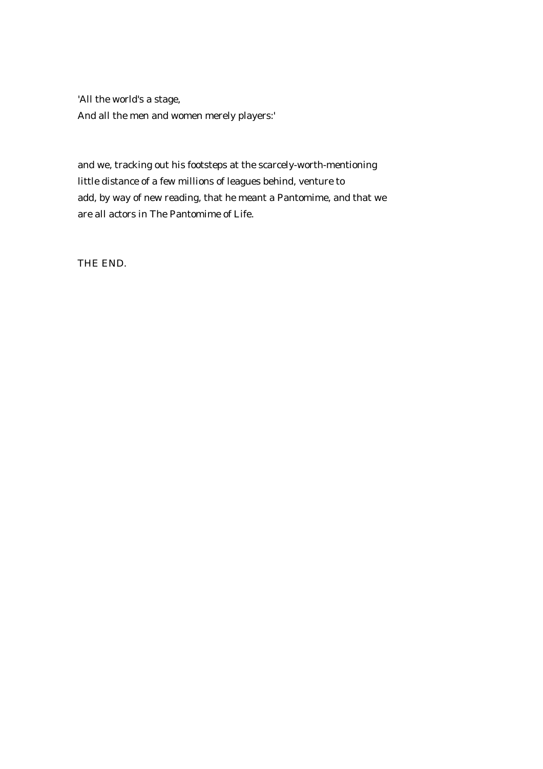'All the world's a stage,
And all the men and women merely players:'

and we, tracking out his footsteps at the scarcely-worth-mentioning little distance of a few millions of leagues behind, venture to add, by way of new reading, that he meant a Pantomime, and that we are all actors in The Pantomime of Life.

THE END.